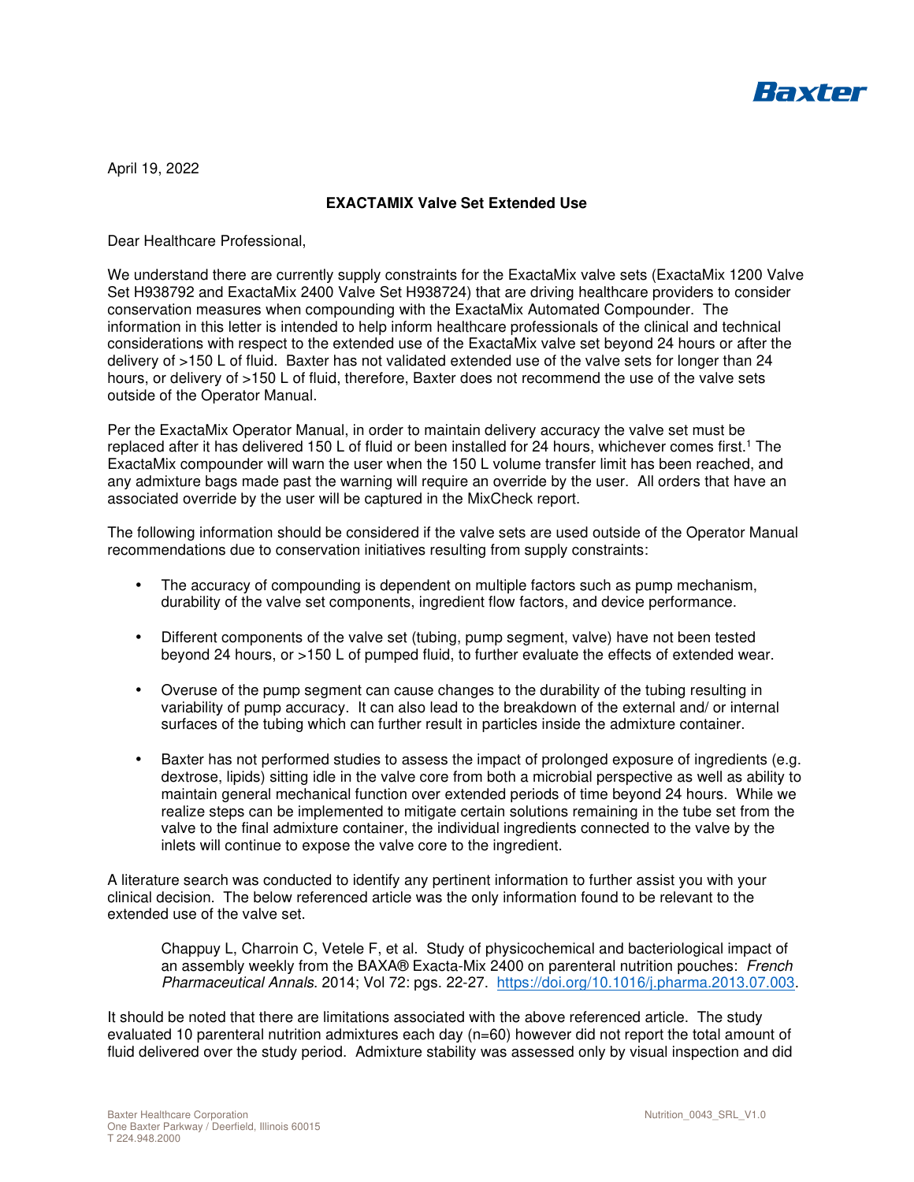April 19, 2022

**EXACTAMIX Valve Set Extended Use**

Dear Healthcare Professional,

We understand there are currently supply constraints for the ExactaMix valve sets (ExactaMix 1200 Valve Set H938792 and ExactaMix 2400 Valve Set H938724) that are driving healthcare providers to consider conservation measures when compounding with the ExactaMix Automated Compounder. The information in this letter is intended to help inform healthcare professionals of the clinical and technical considerations with respect to the extended use of the ExactaMix valve set beyond 24 hours or after the delivery of >150 L of fluid. Baxter has not validated extended use of the valve sets for longer than 24 hours, or delivery of >150 L of fluid, therefore, Baxter does not recommend the use of the valve sets outside of the Operator Manual.

Per the ExactaMix Operator Manual, in order to maintain delivery accuracy the valve set must be replaced after it has delivered 150 L of fluid or been installed for 24 hours, whichever comes first.[1] The ExactaMix compounder will warn the user when the 150 L volume transfer limit has been reached, and any admixture bags made past the warning will require an override by the user. All orders that have an associated override by the user will be captured in the MixCheck report.

The following information should be considered if the valve sets are used outside of the Operator Manual recommendations due to conservation initiatives resulting from supply constraints:

- The accuracy of compounding is dependent on multiple factors such as pump mechanism, durability of the valve set components, ingredient flow factors, and device performance.
- Different components of the valve set (tubing, pump segment, valve) have not been tested beyond 24 hours, or >150 L of pumped fluid, to further evaluate the effects of extended wear.
- Overuse of the pump segment can cause changes to the durability of the tubing resulting in variability of pump accuracy. It can also lead to the breakdown of the external and/ or internal surfaces of the tubing which can further result in particles inside the admixture container.
- Baxter has not performed studies to assess the impact of prolonged exposure of ingredients (e.g. dextrose, lipids) sitting idle in the valve core from both a microbial perspective as well as ability to maintain general mechanical function over extended periods of time beyond 24 hours. While we realize steps can be implemented to mitigate certain solutions remaining in the tube set from the valve to the final admixture container, the individual ingredients connected to the valve by the inlets will continue to expose the valve core to the ingredient.

A literature search was conducted to identify any pertinent information to further assist you with your clinical decision. The below referenced article was the only information found to be relevant to the extended use of the valve set.

> Chappuy L, Charroin C, Vetele F, et al. Study of physicochemical and bacteriological impact of an assembly weekly from the BAXA® Exacta-Mix 2400 on parenteral nutrition pouches: *French Pharmaceutical Annals*. 2014; Vol 72: pgs. 22-27. https://doi.org/10.1016/j.pharma.2013.07.003.

It should be noted that there are limitations associated with the above referenced article. The study evaluated 10 parenteral nutrition admixtures each day (n=60) however did not report the total amount of fluid delivered over the study period. Admixture stability was assessed only by visual inspection and did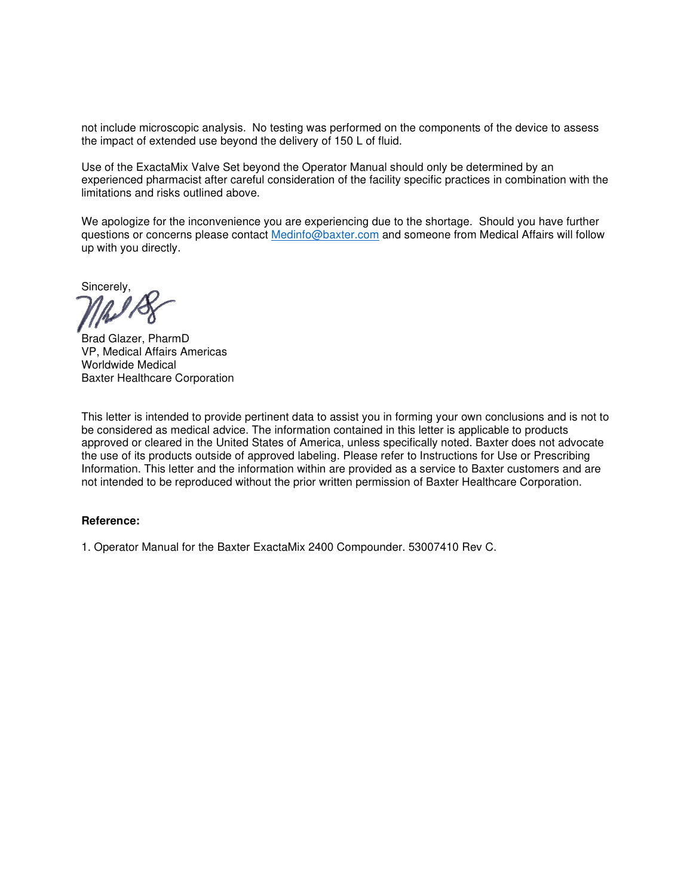not include microscopic analysis. No testing was performed on the components of the device to assess the impact of extended use beyond the delivery of 150 L of fluid.

Use of the ExactaMix Valve Set beyond the Operator Manual should only be determined by an experienced pharmacist after careful consideration of the facility specific practices in combination with the limitations and risks outlined above.

We apologize for the inconvenience you are experiencing due to the shortage. Should you have further questions or concerns please contact [Medinfo@baxter.com](mailto:Medinfo@baxter.com) and someone from Medical Affairs will follow up with you directly.

Sincerely,

Brad Glazer, PharmD
VP, Medical Affairs Americas
Worldwide Medical
Baxter Healthcare Corporation

This letter is intended to provide pertinent data to assist you in forming your own conclusions and is not to be considered as medical advice. The information contained in this letter is applicable to products approved or cleared in the United States of America, unless specifically noted. Baxter does not advocate the use of its products outside of approved labeling. Please refer to Instructions for Use or Prescribing Information. This letter and the information within are provided as a service to Baxter customers and are not intended to be reproduced without the prior written permission of Baxter Healthcare Corporation.

**Reference:**

1. Operator Manual for the Baxter ExactaMix 2400 Compounder. 53007410 Rev C.